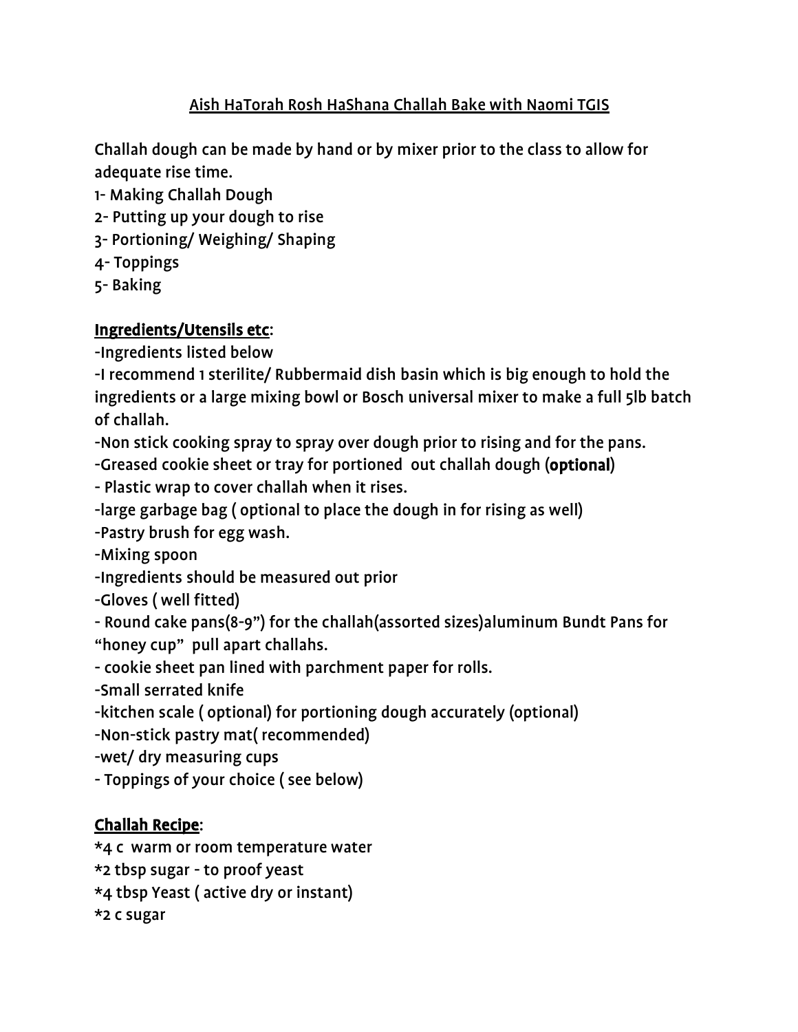# Aish HaTorah Rosh HaShana Challah Bake with Naomi TGIS

Challah dough can be made by hand or by mixer prior to the class to allow for adequate rise time.

1- Making Challah Dough
2- Putting up your dough to rise
3- Portioning/ Weighing/ Shaping
4- Toppings
5- Baking

## Ingredients/Utensils etc:

-Ingredients listed below
-I recommend 1 sterilite/ Rubbermaid dish basin which is big enough to hold the ingredients or a large mixing bowl or Bosch universal mixer to make a full 5lb batch of challah.
-Non stick cooking spray to spray over dough prior to rising and for the pans.
-Greased cookie sheet or tray for portioned out challah dough (**optional**)
- Plastic wrap to cover challah when it rises.
-large garbage bag ( optional to place the dough in for rising as well)
-Pastry brush for egg wash.
-Mixing spoon
-Ingredients should be measured out prior
-Gloves ( well fitted)
- Round cake pans(8-9") for the challah(assorted sizes)aluminum Bundt Pans for "honey cup" pull apart challahs.
- cookie sheet pan lined with parchment paper for rolls.
-Small serrated knife
-kitchen scale ( optional) for portioning dough accurately (optional)
-Non-stick pastry mat( recommended)
-wet/ dry measuring cups
- Toppings of your choice ( see below)

## Challah Recipe:

*4 c warm or room temperature water
*2 tbsp sugar - to proof yeast
*4 tbsp Yeast ( active dry or instant)
*2 c sugar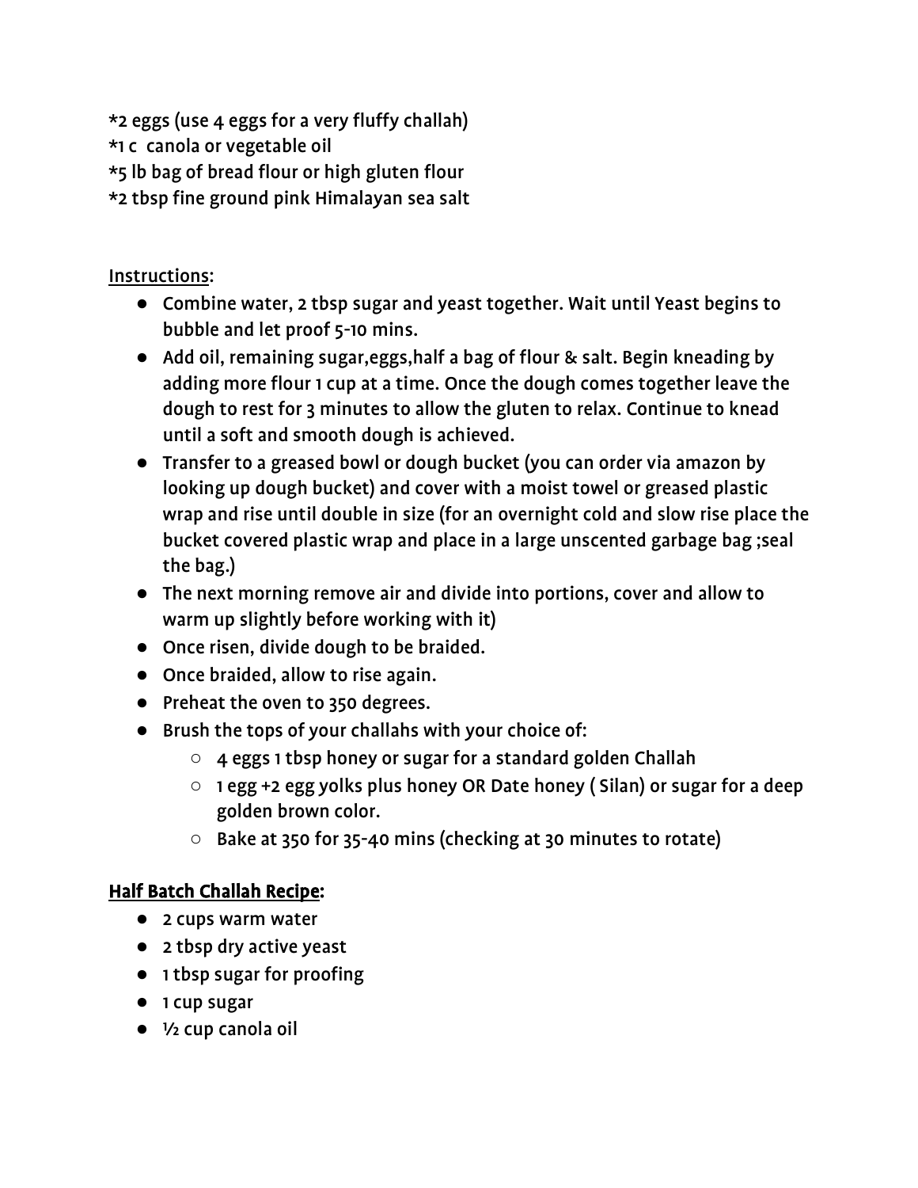*2 eggs (use 4 eggs for a very fluffy challah)
*1 c  canola or vegetable oil
*5 lb bag of bread flour or high gluten flour
*2 tbsp fine ground pink Himalayan sea salt

Instructions:

- Combine water, 2 tbsp sugar and yeast together. Wait until Yeast begins to bubble and let proof 5-10 mins.
- Add oil, remaining sugar,eggs,half a bag of flour & salt. Begin kneading by adding more flour 1 cup at a time. Once the dough comes together leave the dough to rest for 3 minutes to allow the gluten to relax. Continue to knead until a soft and smooth dough is achieved.
- Transfer to a greased bowl or dough bucket (you can order via amazon by looking up dough bucket) and cover with a moist towel or greased plastic wrap and rise until double in size (for an overnight cold and slow rise place the bucket covered plastic wrap and place in a large unscented garbage bag ;seal the bag.)
- The next morning remove air and divide into portions, cover and allow to warm up slightly before working with it)
- Once risen, divide dough to be braided.
- Once braided, allow to rise again.
- Preheat the oven to 350 degrees.
- Brush the tops of your challahs with your choice of:
  - 4 eggs 1 tbsp honey or sugar for a standard golden Challah
  - 1 egg +2 egg yolks plus honey OR Date honey ( Silan) or sugar for a deep golden brown color.
  - Bake at 350 for 35-40 mins (checking at 30 minutes to rotate)

**Half Batch Challah Recipe:**

- 2 cups warm water
- 2 tbsp dry active yeast
- 1 tbsp sugar for proofing
- 1 cup sugar
- ½ cup canola oil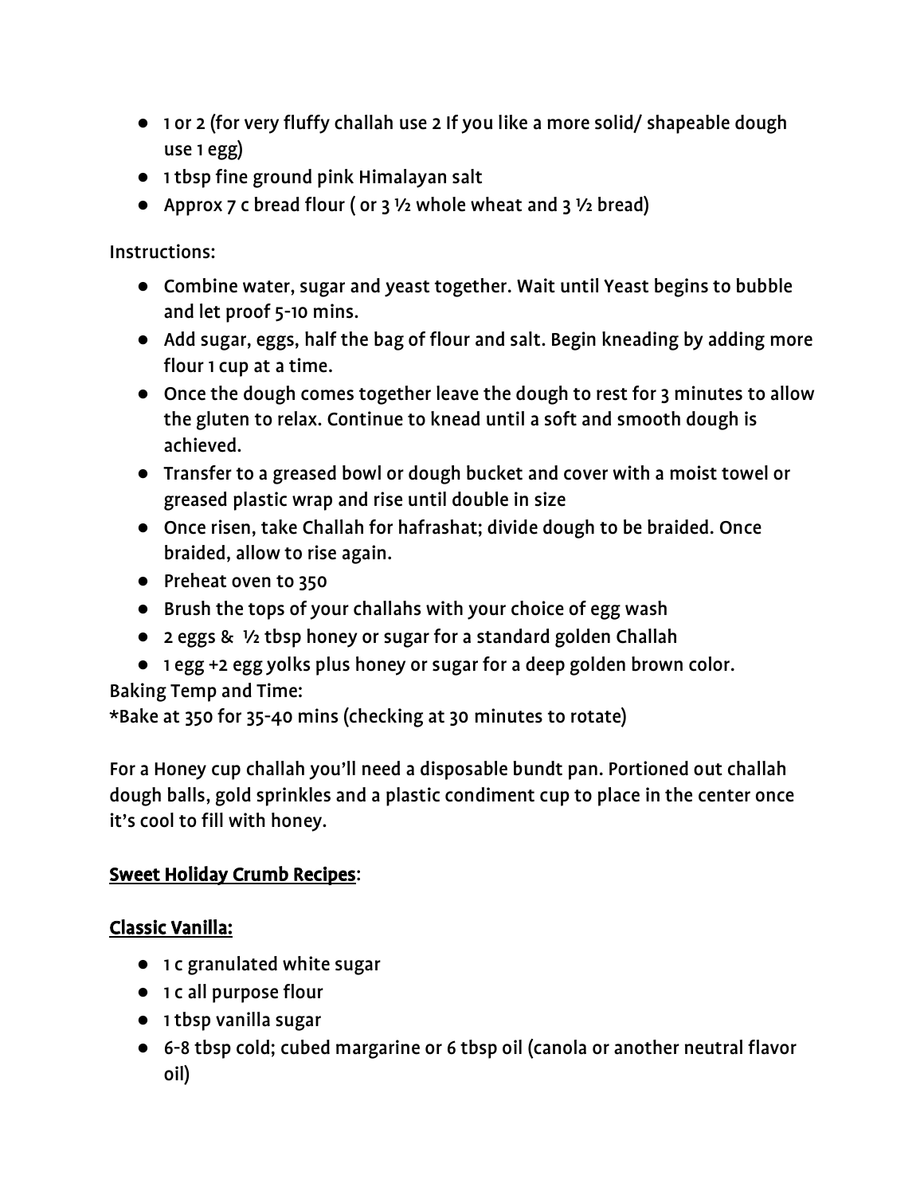- 1 or 2 (for very fluffy challah use 2 If you like a more solid/ shapeable dough use 1 egg)
- 1 tbsp fine ground pink Himalayan salt
- Approx 7 c bread flour ( or 3 ½ whole wheat and 3 ½ bread)

Instructions:

- Combine water, sugar and yeast together. Wait until Yeast begins to bubble and let proof 5-10 mins.
- Add sugar, eggs, half the bag of flour and salt. Begin kneading by adding more flour 1 cup at a time.
- Once the dough comes together leave the dough to rest for 3 minutes to allow the gluten to relax. Continue to knead until a soft and smooth dough is achieved.
- Transfer to a greased bowl or dough bucket and cover with a moist towel or greased plastic wrap and rise until double in size
- Once risen, take Challah for hafrashat; divide dough to be braided. Once braided, allow to rise again.
- Preheat oven to 350
- Brush the tops of your challahs with your choice of egg wash
- 2 eggs & ½ tbsp honey or sugar for a standard golden Challah
- 1 egg +2 egg yolks plus honey or sugar for a deep golden brown color.

Baking Temp and Time:
*Bake at 350 for 35-40 mins (checking at 30 minutes to rotate)

For a Honey cup challah you'll need a disposable bundt pan. Portioned out challah dough balls, gold sprinkles and a plastic condiment cup to place in the center once it's cool to fill with honey.

## <u>Sweet Holiday Crumb Recipes</u>:

### <u>Classic Vanilla:</u>

- 1 c granulated white sugar
- 1 c all purpose flour
- 1 tbsp vanilla sugar
- 6-8 tbsp cold; cubed margarine or 6 tbsp oil (canola or another neutral flavor oil)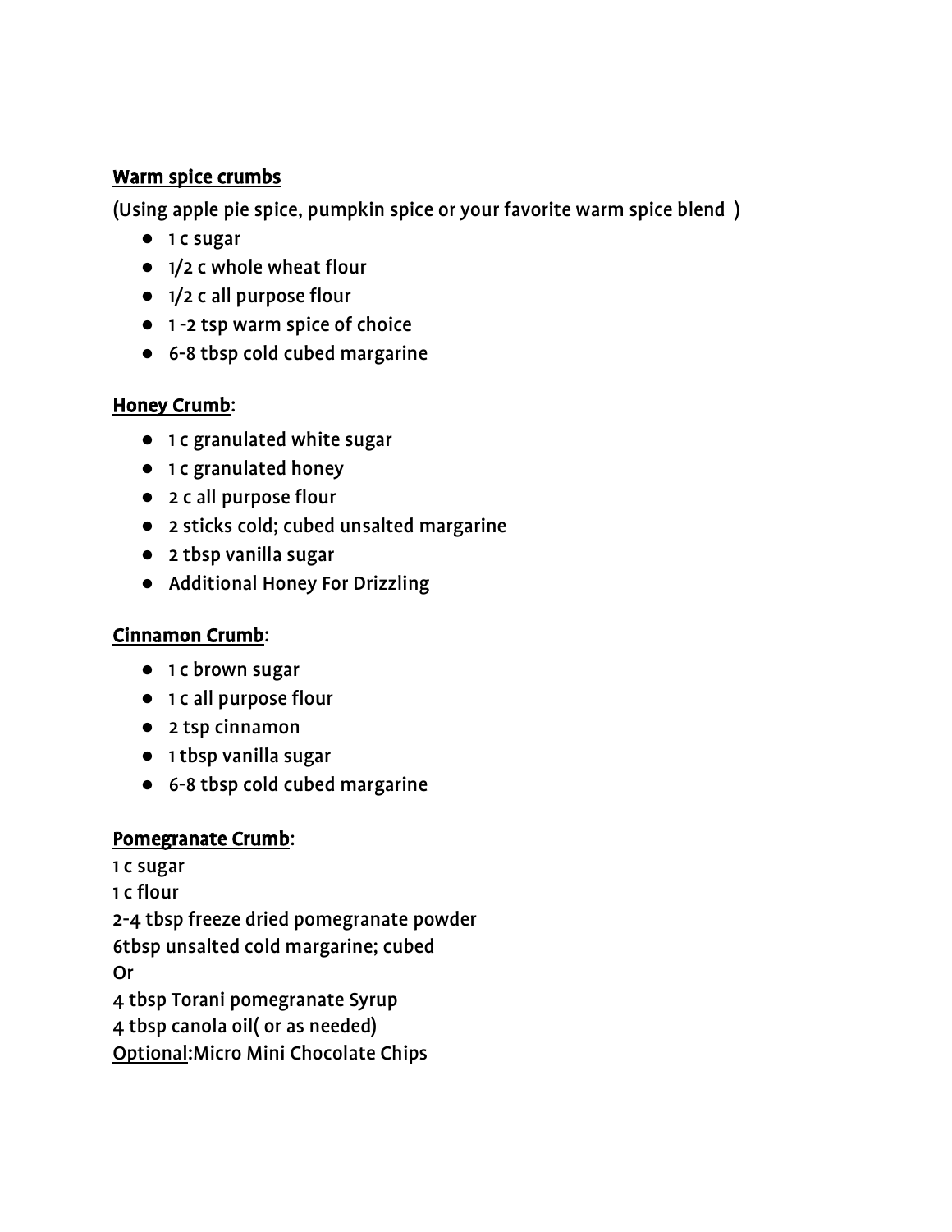<u>Warm spice crumbs</u>

(Using apple pie spice, pumpkin spice or your favorite warm spice blend )

- 1 c sugar
- 1/2 c whole wheat flour
- 1/2 c all purpose flour
- 1 -2 tsp warm spice of choice
- 6-8 tbsp cold cubed margarine

<u>Honey Crumb</u>:

- 1 c granulated white sugar
- 1 c granulated honey
- 2 c all purpose flour
- 2 sticks cold; cubed unsalted margarine
- 2 tbsp vanilla sugar
- Additional Honey For Drizzling

<u>Cinnamon Crumb</u>:

- 1 c brown sugar
- 1 c all purpose flour
- 2 tsp cinnamon
- 1 tbsp vanilla sugar
- 6-8 tbsp cold cubed margarine

<u>Pomegranate Crumb</u>:

1 c sugar
1 c flour
2-4 tbsp freeze dried pomegranate powder
6tbsp unsalted cold margarine; cubed
Or
4 tbsp Torani pomegranate Syrup
4 tbsp canola oil( or as needed)
<u>Optional</u>:Micro Mini Chocolate Chips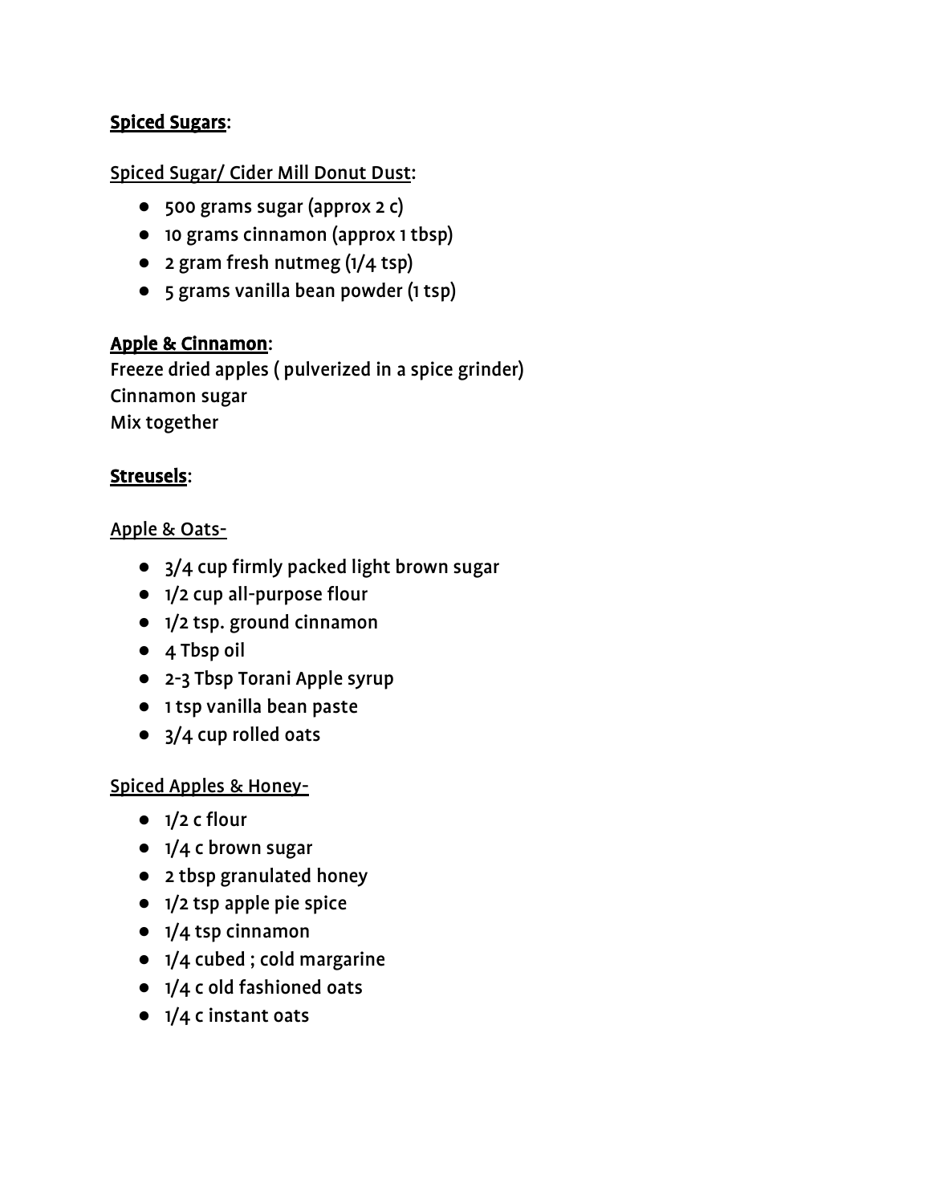**Spiced Sugars**:

Spiced Sugar/ Cider Mill Donut Dust:

- 500 grams sugar (approx 2 c)
- 10 grams cinnamon (approx 1 tbsp)
- 2 gram fresh nutmeg (1/4 tsp)
- 5 grams vanilla bean powder (1 tsp)

**Apple & Cinnamon**:

Freeze dried apples ( pulverized in a spice grinder)
Cinnamon sugar
Mix together

**Streusels**:

Apple & Oats-

- 3/4 cup firmly packed light brown sugar
- 1/2 cup all-purpose flour
- 1/2 tsp. ground cinnamon
- 4 Tbsp oil
- 2-3 Tbsp Torani Apple syrup
- 1 tsp vanilla bean paste
- 3/4 cup rolled oats

Spiced Apples & Honey-

- 1/2 c flour
- 1/4 c brown sugar
- 2 tbsp granulated honey
- 1/2 tsp apple pie spice
- 1/4 tsp cinnamon
- 1/4 cubed ; cold margarine
- 1/4 c old fashioned oats
- 1/4 c instant oats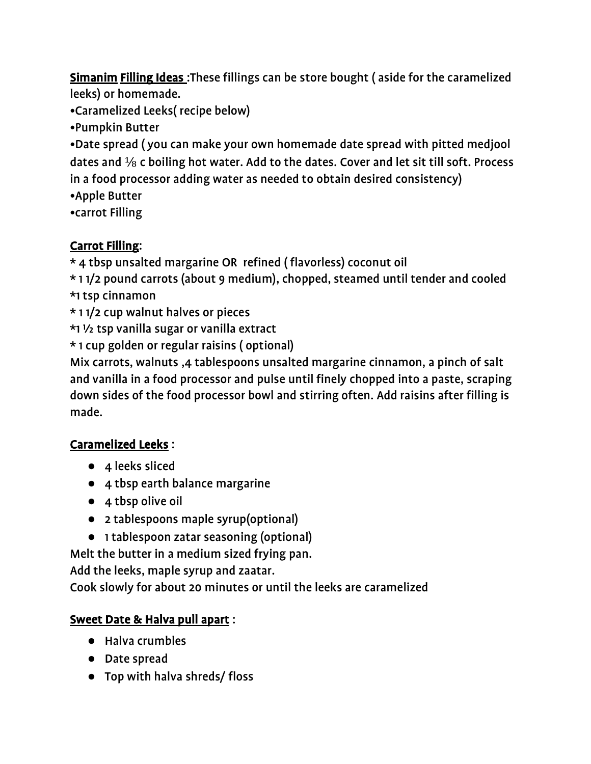**<u>Simanim</u> <u>Filling Ideas</u> :**These fillings can be store bought ( aside for the caramelized leeks) or homemade.

•Caramelized Leeks( recipe below)
•Pumpkin Butter
•Date spread ( you can make your own homemade date spread with pitted medjool dates and ⅛ c boiling hot water. Add to the dates. Cover and let sit till soft. Process in a food processor adding water as needed to obtain desired consistency)
•Apple Butter
•carrot Filling

**<u>Carrot Filling</u>**:

* 4 tbsp unsalted margarine OR refined ( flavorless) coconut oil
* 1 1/2 pound carrots (about 9 medium), chopped, steamed until tender and cooled
*1 tsp cinnamon
* 1 1/2 cup walnut halves or pieces
*1 ½ tsp vanilla sugar or vanilla extract
* 1 cup golden or regular raisins ( optional)

Mix carrots, walnuts ,4 tablespoons unsalted margarine cinnamon, a pinch of salt and vanilla in a food processor and pulse until finely chopped into a paste, scraping down sides of the food processor bowl and stirring often. Add raisins after filling is made.

**<u>Caramelized Leeks</u>** :

- 4 leeks sliced
- 4 tbsp earth balance margarine
- 4 tbsp olive oil
- 2 tablespoons maple syrup(optional)
- 1 tablespoon zatar seasoning (optional)

Melt the butter in a medium sized frying pan.
Add the leeks, maple syrup and zaatar.
Cook slowly for about 20 minutes or until the leeks are caramelized

**<u>Sweet Date & Halva pull apart</u>** :

- Halva crumbles
- Date spread
- Top with halva shreds/ floss